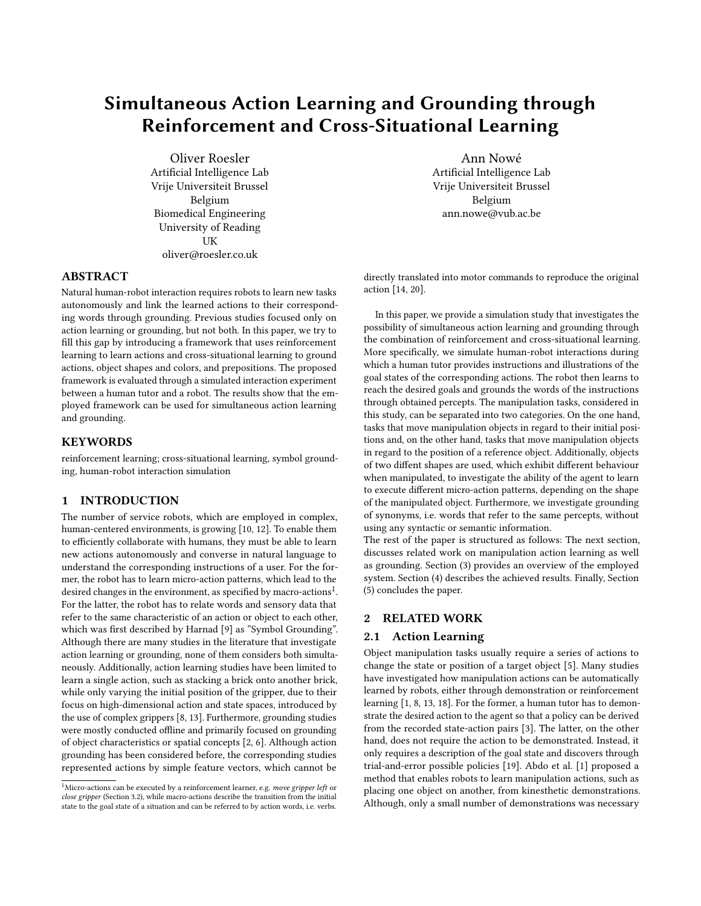# Simultaneous Action Learning and Grounding through Reinforcement and Cross-Situational Learning

Oliver Roesler
Artificial Intelligence Lab
Vrije Universiteit Brussel
Belgium
Biomedical Engineering
University of Reading
UK
oliver@roesler.co.uk

Ann Nowé
Artificial Intelligence Lab
Vrije Universiteit Brussel
Belgium
ann.nowe@vub.ac.be

## ABSTRACT

Natural human-robot interaction requires robots to learn new tasks autonomously and link the learned actions to their corresponding words through grounding. Previous studies focused only on action learning or grounding, but not both. In this paper, we try to fill this gap by introducing a framework that uses reinforcement learning to learn actions and cross-situational learning to ground actions, object shapes and colors, and prepositions. The proposed framework is evaluated through a simulated interaction experiment between a human tutor and a robot. The results show that the employed framework can be used for simultaneous action learning and grounding.

## KEYWORDS

reinforcement learning; cross-situational learning, symbol grounding, human-robot interaction simulation

## 1 INTRODUCTION

The number of service robots, which are employed in complex, human-centered environments, is growing [10, 12]. To enable them to efficiently collaborate with humans, they must be able to learn new actions autonomously and converse in natural language to understand the corresponding instructions of a user. For the former, the robot has to learn micro-action patterns, which lead to the desired changes in the environment, as specified by macro-actions[1]. For the latter, the robot has to relate words and sensory data that refer to the same characteristic of an action or object to each other, which was first described by Harnad [9] as "Symbol Grounding". Although there are many studies in the literature that investigate action learning or grounding, none of them considers both simultaneously. Additionally, action learning studies have been limited to learn a single action, such as stacking a brick onto another brick, while only varying the initial position of the gripper, due to their focus on high-dimensional action and state spaces, introduced by the use of complex grippers [8, 13]. Furthermore, grounding studies were mostly conducted offline and primarily focused on grounding of object characteristics or spatial concepts [2, 6]. Although action grounding has been considered before, the corresponding studies represented actions by simple feature vectors, which cannot be directly translated into motor commands to reproduce the original action [14, 20].

In this paper, we provide a simulation study that investigates the possibility of simultaneous action learning and grounding through the combination of reinforcement and cross-situational learning. More specifically, we simulate human-robot interactions during which a human tutor provides instructions and illustrations of the goal states of the corresponding actions. The robot then learns to reach the desired goals and grounds the words of the instructions through obtained percepts. The manipulation tasks, considered in this study, can be separated into two categories. On the one hand, tasks that move manipulation objects in regard to their initial positions and, on the other hand, tasks that move manipulation objects in regard to the position of a reference object. Additionally, objects of two diffent shapes are used, which exhibit different behaviour when manipulated, to investigate the ability of the agent to learn to execute different micro-action patterns, depending on the shape of the manipulated object. Furthermore, we investigate grounding of synonyms, i.e. words that refer to the same percepts, without using any syntactic or semantic information.

The rest of the paper is structured as follows: The next section, discusses related work on manipulation action learning as well as grounding. Section (3) provides an overview of the employed system. Section (4) describes the achieved results. Finally, Section (5) concludes the paper.

## 2 RELATED WORK

### 2.1 Action Learning

Object manipulation tasks usually require a series of actions to change the state or position of a target object [5]. Many studies have investigated how manipulation actions can be automatically learned by robots, either through demonstration or reinforcement learning [1, 8, 13, 18]. For the former, a human tutor has to demonstrate the desired action to the agent so that a policy can be derived from the recorded state-action pairs [3]. The latter, on the other hand, does not require the action to be demonstrated. Instead, it only requires a description of the goal state and discovers through trial-and-error possible policies [19]. Abdo et al. [1] proposed a method that enables robots to learn manipulation actions, such as placing one object on another, from kinesthetic demonstrations. Although, only a small number of demonstrations was necessary

[1] Micro-actions can be executed by a reinforcement learner, e.g. *move gripper left* or *close gripper* (Section 3.2), while macro-actions describe the transition from the initial state to the goal state of a situation and can be referred to by action words, i.e. verbs.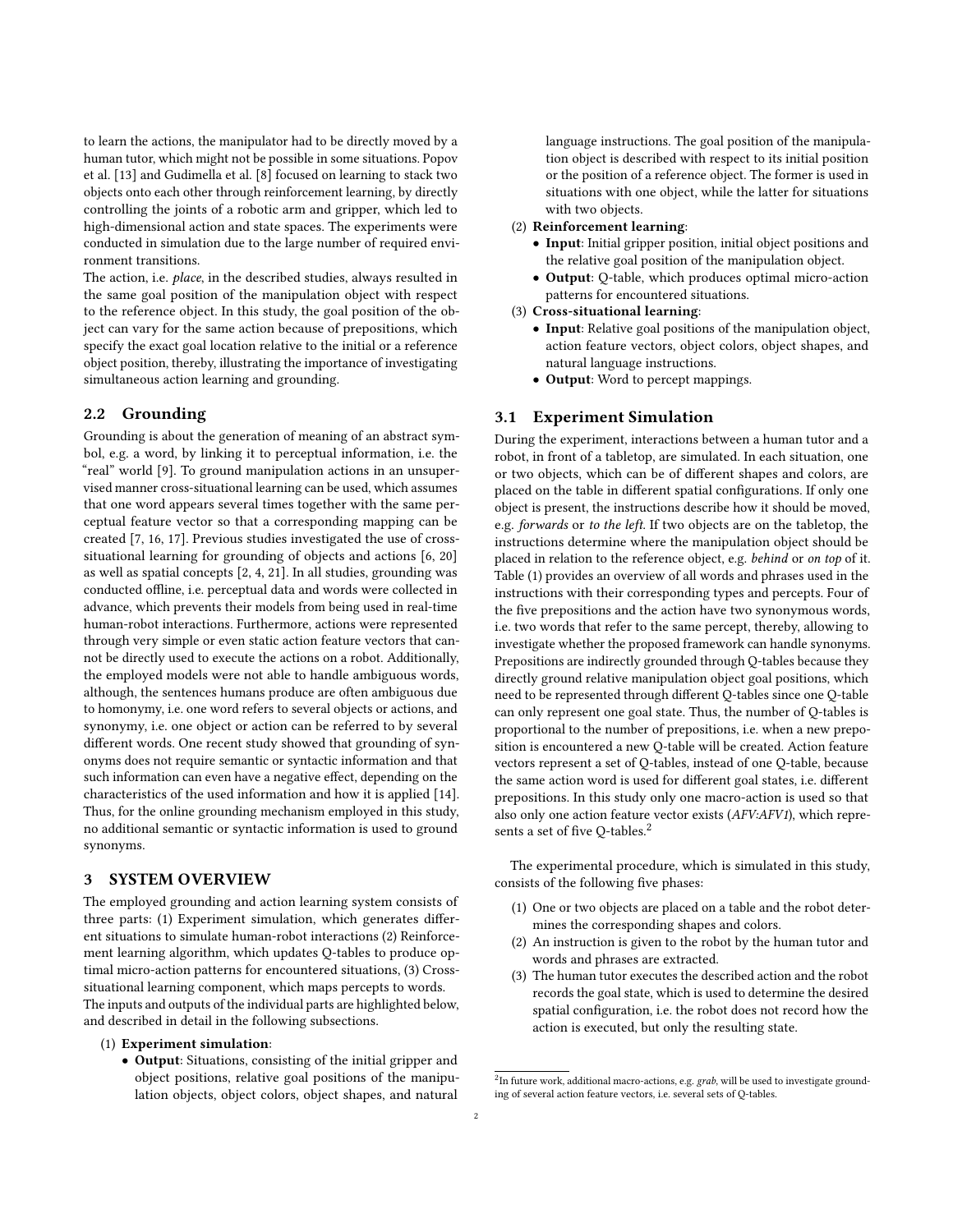to learn the actions, the manipulator had to be directly moved by a human tutor, which might not be possible in some situations. Popov et al. [13] and Gudimella et al. [8] focused on learning to stack two objects onto each other through reinforcement learning, by directly controlling the joints of a robotic arm and gripper, which led to high-dimensional action and state spaces. The experiments were conducted in simulation due to the large number of required environment transitions.

The action, i.e. *place*, in the described studies, always resulted in the same goal position of the manipulation object with respect to the reference object. In this study, the goal position of the object can vary for the same action because of prepositions, which specify the exact goal location relative to the initial or a reference object position, thereby, illustrating the importance of investigating simultaneous action learning and grounding.

## 2.2 Grounding

Grounding is about the generation of meaning of an abstract symbol, e.g. a word, by linking it to perceptual information, i.e. the "real" world [9]. To ground manipulation actions in an unsupervised manner cross-situational learning can be used, which assumes that one word appears several times together with the same perceptual feature vector so that a corresponding mapping can be created [7, 16, 17]. Previous studies investigated the use of cross-situational learning for grounding of objects and actions [6, 20] as well as spatial concepts [2, 4, 21]. In all studies, grounding was conducted offline, i.e. perceptual data and words were collected in advance, which prevents their models from being used in real-time human-robot interactions. Furthermore, actions were represented through very simple or even static action feature vectors that cannot be directly used to execute the actions on a robot. Additionally, the employed models were not able to handle ambiguous words, although, the sentences humans produce are often ambiguous due to homonymy, i.e. one word refers to several objects or actions, and synonymy, i.e. one object or action can be referred to by several different words. One recent study showed that grounding of synonyms does not require semantic or syntactic information and that such information can even have a negative effect, depending on the characteristics of the used information and how it is applied [14]. Thus, for the online grounding mechanism employed in this study, no additional semantic or syntactic information is used to ground synonyms.

# 3 SYSTEM OVERVIEW

The employed grounding and action learning system consists of three parts: (1) Experiment simulation, which generates different situations to simulate human-robot interactions (2) Reinforcement learning algorithm, which updates Q-tables to produce optimal micro-action patterns for encountered situations, (3) Cross-situational learning component, which maps percepts to words. The inputs and outputs of the individual parts are highlighted below, and described in detail in the following subsections.

1. **Experiment simulation**:
   - **Output**: Situations, consisting of the initial gripper and object positions, relative goal positions of the manipulation objects, object colors, object shapes, and natural language instructions. The goal position of the manipulation object is described with respect to its initial position or the position of a reference object. The former is used in situations with one object, while the latter for situations with two objects.
2. **Reinforcement learning**:
   - **Input**: Initial gripper position, initial object positions and the relative goal position of the manipulation object.
   - **Output**: Q-table, which produces optimal micro-action patterns for encountered situations.
3. **Cross-situational learning**:
   - **Input**: Relative goal positions of the manipulation object, action feature vectors, object colors, object shapes, and natural language instructions.
   - **Output**: Word to percept mappings.

## 3.1 Experiment Simulation

During the experiment, interactions between a human tutor and a robot, in front of a tabletop, are simulated. In each situation, one or two objects, which can be of different shapes and colors, are placed on the table in different spatial configurations. If only one object is present, the instructions describe how it should be moved, e.g. *forwards* or *to the left*. If two objects are on the tabletop, the instructions determine where the manipulation object should be placed in relation to the reference object, e.g. *behind* or *on top* of it. Table (1) provides an overview of all words and phrases used in the instructions with their corresponding types and percepts. Four of the five prepositions and the action have two synonymous words, i.e. two words that refer to the same percept, thereby, allowing to investigate whether the proposed framework can handle synonyms. Prepositions are indirectly grounded through Q-tables because they directly ground relative manipulation object goal positions, which need to be represented through different Q-tables since one Q-table can only represent one goal state. Thus, the number of Q-tables is proportional to the number of prepositions, i.e. when a new preposition is encountered a new Q-table will be created. Action feature vectors represent a set of Q-tables, instead of one Q-table, because the same action word is used for different goal states, i.e. different prepositions. In this study only one macro-action is used so that also only one action feature vector exists (*AFV:AFV1*), which represents a set of five Q-tables.[2]

The experimental procedure, which is simulated in this study, consists of the following five phases:

1. One or two objects are placed on a table and the robot determines the corresponding shapes and colors.
2. An instruction is given to the robot by the human tutor and words and phrases are extracted.
3. The human tutor executes the described action and the robot records the goal state, which is used to determine the desired spatial configuration, i.e. the robot does not record how the action is executed, but only the resulting state.

[2] In future work, additional macro-actions, e.g. *grab*, will be used to investigate grounding of several action feature vectors, i.e. several sets of Q-tables.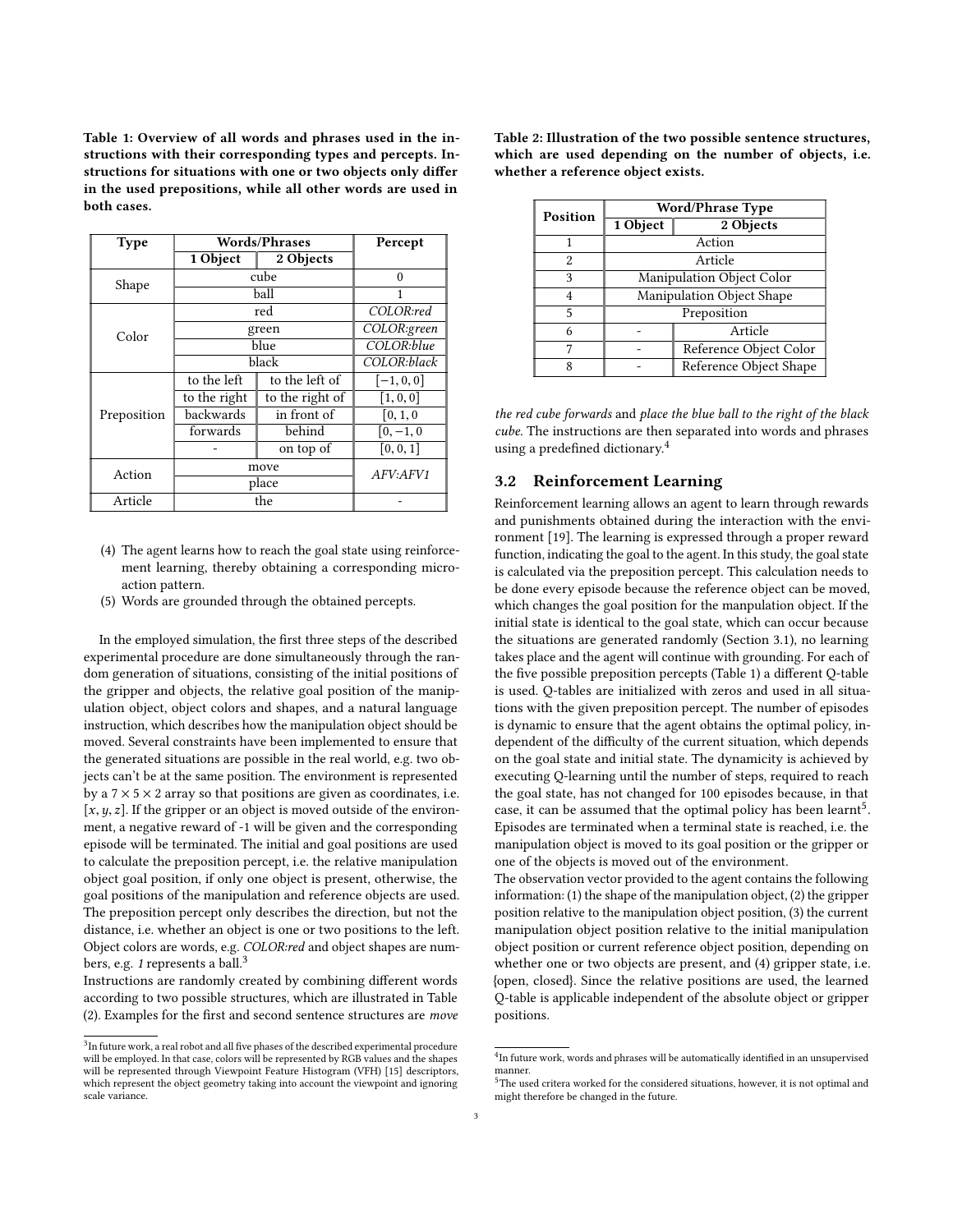**Table 1: Overview of all words and phrases used in the instructions with their corresponding types and percepts. Instructions for situations with one or two objects only differ in the used prepositions, while all other words are used in both cases.**

| Type | Words/Phrases | | Percept |
|---|---|---|---|
| | 1 Object | 2 Objects | |
| Shape | cube | | 0 |
| | ball | | 1 |
| Color | red | | *COLOR:red* |
| | green | | *COLOR:green* |
| | blue | | *COLOR:blue* |
| | black | | *COLOR:black* |
| Preposition | to the left | to the left of | $[-1, 0, 0]$ |
| | to the right | to the right of | $[1, 0, 0]$ |
| | backwards | in front of | $[0, 1, 0$ |
| | forwards | behind | $[0, -1, 0$ |
| | - | on top of | $[0, 0, 1]$ |
| Action | move | | *AFV:AFV1* |
| | place | | |
| Article | the | | - |

(4) The agent learns how to reach the goal state using reinforcement learning, thereby obtaining a corresponding micro-action pattern.
(5) Words are grounded through the obtained percepts.

In the employed simulation, the first three steps of the described experimental procedure are done simultaneously through the random generation of situations, consisting of the initial positions of the gripper and objects, the relative goal position of the manipulation object, object colors and shapes, and a natural language instruction, which describes how the manipulation object should be moved. Several constraints have been implemented to ensure that the generated situations are possible in the real world, e.g. two objects can't be at the same position. The environment is represented by a $7 \times 5 \times 2$ array so that positions are given as coordinates, i.e. $[x, y, z]$. If the gripper or an object is moved outside of the environment, a negative reward of -1 will be given and the corresponding episode will be terminated. The initial and goal positions are used to calculate the preposition percept, i.e. the relative manipulation object goal position, if only one object is present, otherwise, the goal positions of the manipulation and reference objects are used. The preposition percept only describes the direction, but not the distance, i.e. whether an object is one or two positions to the left. Object colors are words, e.g. *COLOR:red* and object shapes are numbers, e.g. *1* represents a ball.[3]

Instructions are randomly created by combining different words according to two possible structures, which are illustrated in Table (2). Examples for the first and second sentence structures are *move the red cube forwards* and *place the blue ball to the right of the black cube*. The instructions are then separated into words and phrases using a predefined dictionary.[4]

**Table 2: Illustration of the two possible sentence structures, which are used depending on the number of objects, i.e. whether a reference object exists.**

| Position | Word/Phrase Type | |
|---|---|---|
| | 1 Object | 2 Objects |
| 1 | Action | |
| 2 | Article | |
| 3 | Manipulation Object Color | |
| 4 | Manipulation Object Shape | |
| 5 | Preposition | |
| 6 | - | Article |
| 7 | - | Reference Object Color |
| 8 | - | Reference Object Shape |

## 3.2 Reinforcement Learning

Reinforcement learning allows an agent to learn through rewards and punishments obtained during the interaction with the environment [19]. The learning is expressed through a proper reward function, indicating the goal to the agent. In this study, the goal state is calculated via the preposition percept. This calculation needs to be done every episode because the reference object can be moved, which changes the goal position for the manpulation object. If the initial state is identical to the goal state, which can occur because the situations are generated randomly (Section 3.1), no learning takes place and the agent will continue with grounding. For each of the five possible preposition percepts (Table 1) a different Q-table is used. Q-tables are initialized with zeros and used in all situations with the given preposition percept. The number of episodes is dynamic to ensure that the agent obtains the optimal policy, independent of the difficulty of the current situation, which depends on the goal state and initial state. The dynamicity is achieved by executing Q-learning until the number of steps, required to reach the goal state, has not changed for 100 episodes because, in that case, it can be assumed that the optimal policy has been learnt[5]. Episodes are terminated when a terminal state is reached, i.e. the manipulation object is moved to its goal position or the gripper or one of the objects is moved out of the environment.

The observation vector provided to the agent contains the following information: (1) the shape of the manipulation object, (2) the gripper position relative to the manipulation object position, (3) the current manipulation object position relative to the initial manipulation object position or current reference object position, depending on whether one or two objects are present, and (4) gripper state, i.e. {open, closed}. Since the relative positions are used, the learned Q-table is applicable independent of the absolute object or gripper positions.

---

[3] In future work, a real robot and all five phases of the described experimental procedure will be employed. In that case, colors will be represented by RGB values and the shapes will be represented through Viewpoint Feature Histogram (VFH) [15] descriptors, which represent the object geometry taking into account the viewpoint and ignoring scale variance.

[4] In future work, words and phrases will be automatically identified in an unsupervised manner.

[5] The used critera worked for the considered situations, however, it is not optimal and might therefore be changed in the future.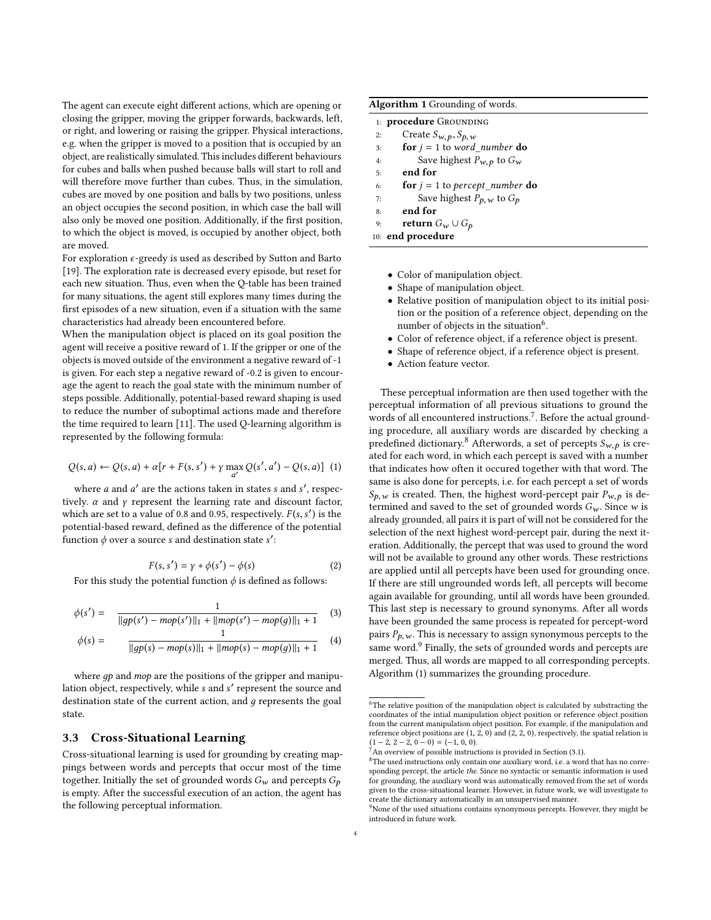The agent can execute eight different actions, which are opening or closing the gripper, moving the gripper forwards, backwards, left, or right, and lowering or raising the gripper. Physical interactions, e.g. when the gripper is moved to a position that is occupied by an object, are realistically simulated. This includes different behaviours for cubes and balls when pushed because balls will start to roll and will therefore move further than cubes. Thus, in the simulation, cubes are moved by one position and balls by two positions, unless an object occupies the second position, in which case the ball will also only be moved one position. Additionally, if the first position, to which the object is moved, is occupied by another object, both are moved.

For exploration $\epsilon$-greedy is used as described by Sutton and Barto [19]. The exploration rate is decreased every episode, but reset for each new situation. Thus, even when the Q-table has been trained for many situations, the agent still explores many times during the first episodes of a new situation, even if a situation with the same characteristics had already been encountered before.

When the manipulation object is placed on its goal position the agent will receive a positive reward of 1. If the gripper or one of the objects is moved outside of the environment a negative reward of -1 is given. For each step a negative reward of -0.2 is given to encourage the agent to reach the goal state with the minimum number of steps possible. Additionally, potential-based reward shaping is used to reduce the number of suboptimal actions made and therefore the time required to learn [11]. The used Q-learning algorithm is represented by the following formula:

$$Q(s, a) \leftarrow Q(s, a) + \alpha[r + F(s, s') + \gamma \max_{a'} Q(s', a') - Q(s, a)] \quad (1)$$

where $a$ and $a'$ are the actions taken in states $s$ and $s'$, respectively. $\alpha$ and $\gamma$ represent the learning rate and discount factor, which are set to a value of 0.8 and 0.95, respectively. $F(s, s')$ is the potential-based reward, defined as the difference of the potential function $\phi$ over a source $s$ and destination state $s'$:

$$F(s, s') = \gamma * \phi(s') - \phi(s) \quad (2)$$

For this study the potential function $\phi$ is defined as follows:

$$\phi(s') = \frac{1}{\|gp(s') - mop(s')\|_1 + \|mop(s') - mop(g)\|_1 + 1} \quad (3)$$

$$\phi(s) = \frac{1}{\|gp(s) - mop(s)\|_1 + \|mop(s) - mop(g)\|_1 + 1} \quad (4)$$

where $gp$ and $mop$ are the positions of the gripper and manipulation object, respectively, while $s$ and $s'$ represent the source and destination state of the current action, and $g$ represents the goal state.

## 3.3 Cross-Situational Learning

Cross-situational learning is used for grounding by creating mappings between words and percepts that occur most of the time together. Initially the set of grounded words $G_w$ and percepts $G_p$ is empty. After the successful execution of an action, the agent has the following perceptual information.

- Color of manipulation object.
- Shape of manipulation object.
- Relative position of manipulation object to its initial position or the position of a reference object, depending on the number of objects in the situation[6].
- Color of reference object, if a reference object is present.
- Shape of reference object, if a reference object is present.
- Action feature vector.

These perceptual information are then used together with the perceptual information of all previous situations to ground the words of all encountered instructions.[7]. Before the actual grounding procedure, all auxiliary words are discarded by checking a predefined dictionary.[8] Afterwords, a set of percepts $S_{w,p}$ is created for each word, in which each percept is saved with a number that indicates how often it occured together with that word. The same is also done for percepts, i.e. for each percept a set of words $S_{p,w}$ is created. Then, the highest word-percept pair $P_{w,p}$ is determined and saved to the set of grounded words $G_w$. Since $w$ is already grounded, all pairs it is part of will not be considered for the selection of the next highest word-percept pair, during the next iteration. Additionally, the percept that was used to ground the word will not be available to ground any other words. These restrictions are applied until all percepts have been used for grounding once. If there are still ungrounded words left, all percepts will become again available for grounding, until all words have been grounded. This last step is necessary to ground synonyms. After all words have been grounded the same process is repeated for percept-word pairs $P_{p,w}$. This is necessary to assign synonymous percepts to the same word.[9] Finally, the sets of grounded words and percepts are merged. Thus, all words are mapped to all corresponding percepts. Algorithm (1) summarizes the grounding procedure.

**Algorithm 1** Grounding of words.

```
1:  procedure GROUNDING
2:      Create S_{w,p}, S_{p,w}
3:      for j = 1 to word_number do
4:          Save highest P_{w,p} to G_w
5:      end for
6:      for j = 1 to percept_number do
7:          Save highest P_{p,w} to G_p
8:      end for
9:      return G_w ∪ G_p
10: end procedure
```

[6] The relative position of the manipulation object is calculated by substracting the coordinates of the intial manipulation object position or reference object position from the current manipulation object position. For example, if the manipulation and reference object positions are (1, 2, 0) and (2, 2, 0), respectively, the spatial relation is (1 − 2, 2 − 2, 0 − 0) = (−1, 0, 0).

[7] An overview of possible instructions is provided in Section (3.1).

[8] The used instructions only contain one auxiliary word, i.e. a word that has no corresponding percept, the article *the*. Since no syntactic or semantic information is used for grounding, the auxiliary word was automatically removed from the set of words given to the cross-situational learner. However, in future work, we will investigate to create the dictionary automatically in an unsupervised manner.

[9] None of the used situations contains synonymous percepts. However, they might be introduced in future work.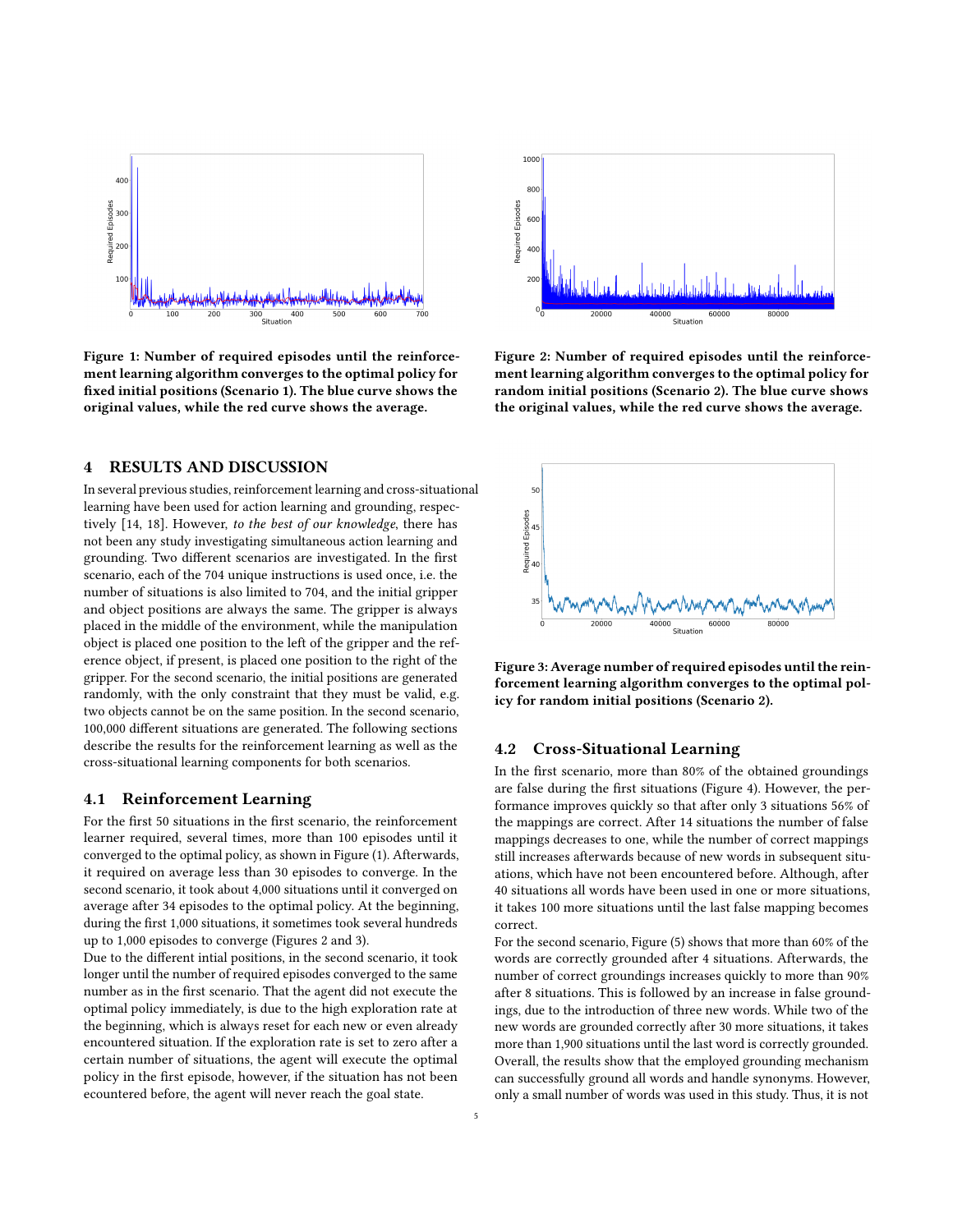Figure 1: Number of required episodes until the reinforcement learning algorithm converges to the optimal policy for fixed initial positions (Scenario 1). The blue curve shows the original values, while the red curve shows the average.

Figure 2: Number of required episodes until the reinforcement learning algorithm converges to the optimal policy for random initial positions (Scenario 2). The blue curve shows the original values, while the red curve shows the average.

Figure 3: Average number of required episodes until the reinforcement learning algorithm converges to the optimal policy for random initial positions (Scenario 2).

## 4 RESULTS AND DISCUSSION

In several previous studies, reinforcement learning and cross-situational learning have been used for action learning and grounding, respectively [14, 18]. However, *to the best of our knowledge*, there has not been any study investigating simultaneous action learning and grounding. Two different scenarios are investigated. In the first scenario, each of the 704 unique instructions is used once, i.e. the number of situations is also limited to 704, and the initial gripper and object positions are always the same. The gripper is always placed in the middle of the environment, while the manipulation object is placed one position to the left of the gripper and the reference object, if present, is placed one position to the right of the gripper. For the second scenario, the initial positions are generated randomly, with the only constraint that they must be valid, e.g. two objects cannot be on the same position. In the second scenario, 100,000 different situations are generated. The following sections describe the results for the reinforcement learning as well as the cross-situational learning components for both scenarios.

### 4.1 Reinforcement Learning

For the first 50 situations in the first scenario, the reinforcement learner required, several times, more than 100 episodes until it converged to the optimal policy, as shown in Figure (1). Afterwards, it required on average less than 30 episodes to converge. In the second scenario, it took about 4,000 situations until it converged on average after 34 episodes to the optimal policy. At the beginning, during the first 1,000 situations, it sometimes took several hundreds up to 1,000 episodes to converge (Figures 2 and 3).

Due to the different intial positions, in the second scenario, it took longer until the number of required episodes converged to the same number as in the first scenario. That the agent did not execute the optimal policy immediately, is due to the high exploration rate at the beginning, which is always reset for each new or even already encountered situation. If the exploration rate is set to zero after a certain number of situations, the agent will execute the optimal policy in the first episode, however, if the situation has not been ecountered before, the agent will never reach the goal state.

### 4.2 Cross-Situational Learning

In the first scenario, more than 80% of the obtained groundings are false during the first situations (Figure 4). However, the performance improves quickly so that after only 3 situations 56% of the mappings are correct. After 14 situations the number of false mappings decreases to one, while the number of correct mappings still increases afterwards because of new words in subsequent situations, which have not been encountered before. Although, after 40 situations all words have been used in one or more situations, it takes 100 more situations until the last false mapping becomes correct.

For the second scenario, Figure (5) shows that more than 60% of the words are correctly grounded after 4 situations. Afterwards, the number of correct groundings increases quickly to more than 90% after 8 situations. This is followed by an increase in false groundings, due to the introduction of three new words. While two of the new words are grounded correctly after 30 more situations, it takes more than 1,900 situations until the last word is correctly grounded. Overall, the results show that the employed grounding mechanism can successfully ground all words and handle synonyms. However, only a small number of words was used in this study. Thus, it is not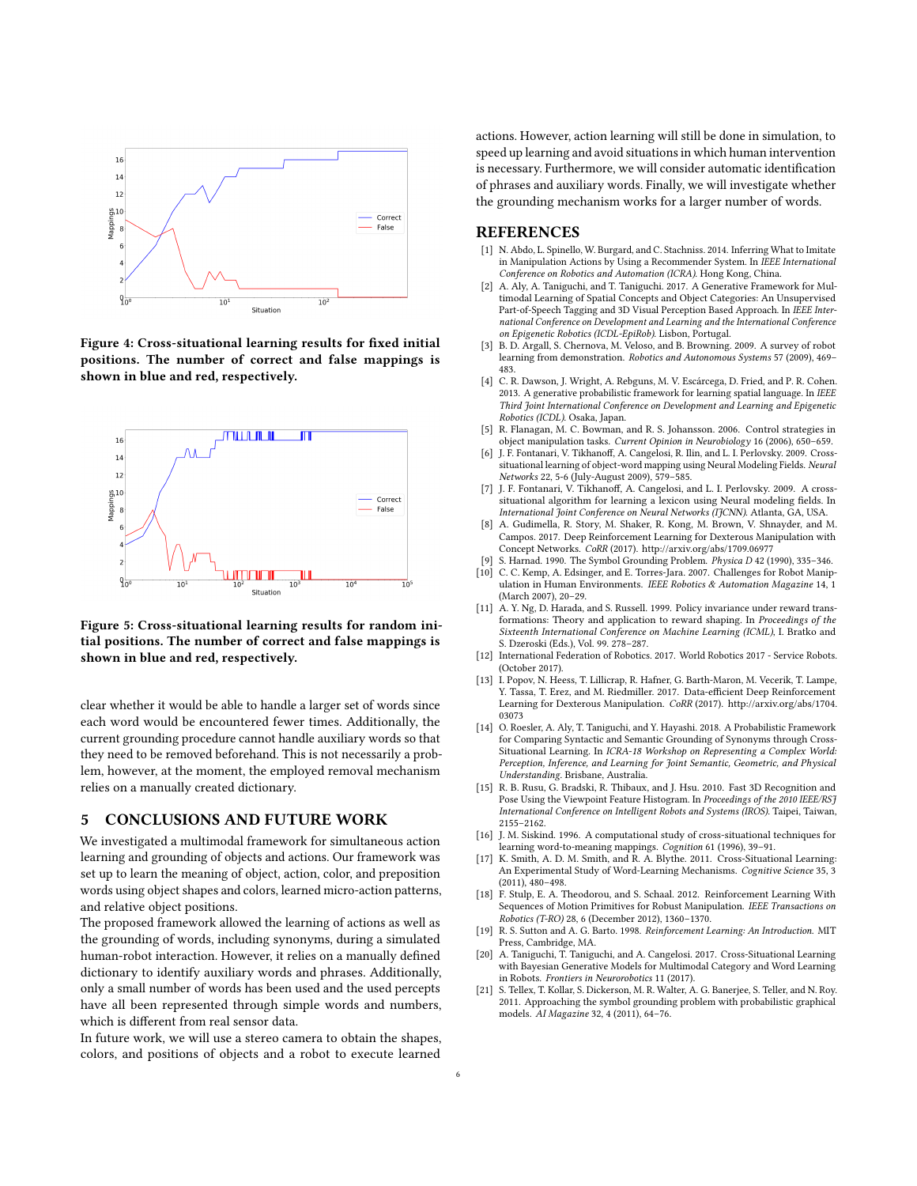Mappings
16
14
12
10
8
6
4
2
0
$10^0$
$10^1$
$10^2$
Situation
Correct
False

**Figure 4: Cross-situational learning results for fixed initial positions. The number of correct and false mappings is shown in blue and red, respectively.**

Mappings
16
14
12
10
8
6
4
2
0
$10^0$
$10^1$
$10^2$
$10^3$
$10^4$
$10^5$
Situation
Correct
False

**Figure 5: Cross-situational learning results for random initial positions. The number of correct and false mappings is shown in blue and red, respectively.**

clear whether it would be able to handle a larger set of words since each word would be encountered fewer times. Additionally, the current grounding procedure cannot handle auxiliary words so that they need to be removed beforehand. This is not necessarily a problem, however, at the moment, the employed removal mechanism relies on a manually created dictionary.

## 5 CONCLUSIONS AND FUTURE WORK

We investigated a multimodal framework for simultaneous action learning and grounding of objects and actions. Our framework was set up to learn the meaning of object, action, color, and preposition words using object shapes and colors, learned micro-action patterns, and relative object positions.

The proposed framework allowed the learning of actions as well as the grounding of words, including synonyms, during a simulated human-robot interaction. However, it relies on a manually defined dictionary to identify auxiliary words and phrases. Additionally, only a small number of words has been used and the used percepts have all been represented through simple words and numbers, which is different from real sensor data.

In future work, we will use a stereo camera to obtain the shapes, colors, and positions of objects and a robot to execute learned actions. However, action learning will still be done in simulation, to speed up learning and avoid situations in which human intervention is necessary. Furthermore, we will consider automatic identification of phrases and auxiliary words. Finally, we will investigate whether the grounding mechanism works for a larger number of words.

## REFERENCES

[1] N. Abdo, L. Spinello, W. Burgard, and C. Stachniss. 2014. Inferring What to Imitate in Manipulation Actions by Using a Recommender System. In *IEEE International Conference on Robotics and Automation (ICRA)*. Hong Kong, China.

[2] A. Aly, A. Taniguchi, and T. Taniguchi. 2017. A Generative Framework for Multimodal Learning of Spatial Concepts and Object Categories: An Unsupervised Part-of-Speech Tagging and 3D Visual Perception Based Approach. In *IEEE International Conference on Development and Learning and the International Conference on Epigenetic Robotics (ICDL-EpiRob)*. Lisbon, Portugal.

[3] B. D. Argall, S. Chernova, M. Veloso, and B. Browning. 2009. A survey of robot learning from demonstration. *Robotics and Autonomous Systems* 57 (2009), 469–483.

[4] C. R. Dawson, J. Wright, A. Rebguns, M. V. Escárcega, D. Fried, and P. R. Cohen. 2013. A generative probabilistic framework for learning spatial language. In *IEEE Third Joint International Conference on Development and Learning and Epigenetic Robotics (ICDL)*. Osaka, Japan.

[5] R. Flanagan, M. C. Bowman, and R. S. Johansson. 2006. Control strategies in object manipulation tasks. *Current Opinion in Neurobiology* 16 (2006), 650–659.

[6] J. F. Fontanari, V. Tikhanoff, A. Cangelosi, R. Ilin, and L. I. Perlovsky. 2009. Cross-situational learning of object-word mapping using Neural Modeling Fields. *Neural Networks* 22, 5-6 (July-August 2009), 579–585.

[7] J. F. Fontanari, V. Tikhanoff, A. Cangelosi, and L. I. Perlovsky. 2009. A cross-situational algorithm for learning a lexicon using Neural modeling fields. In *International Joint Conference on Neural Networks (IJCNN)*. Atlanta, GA, USA.

[8] A. Gudimella, R. Story, M. Shaker, R. Kong, M. Brown, V. Shnayder, and M. Campos. 2017. Deep Reinforcement Learning for Dexterous Manipulation with Concept Networks. *CoRR* (2017). http://arxiv.org/abs/1709.06977

[9] S. Harnad. 1990. The Symbol Grounding Problem. *Physica D* 42 (1990), 335–346.

[10] C. C. Kemp, A. Edsinger, and E. Torres-Jara. 2007. Challenges for Robot Manipulation in Human Environments. *IEEE Robotics & Automation Magazine* 14, 1 (March 2007), 20–29.

[11] A. Y. Ng, D. Harada, and S. Russell. 1999. Policy invariance under reward transformations: Theory and application to reward shaping. In *Proceedings of the Sixteenth International Conference on Machine Learning (ICML)*, I. Bratko and S. Dzeroski (Eds.), Vol. 99. 278–287.

[12] International Federation of Robotics. 2017. World Robotics 2017 - Service Robots. (October 2017).

[13] I. Popov, N. Heess, T. Lillicrap, R. Hafner, G. Barth-Maron, M. Vecerik, T. Lampe, Y. Tassa, T. Erez, and M. Riedmiller. 2017. Data-efficient Deep Reinforcement Learning for Dexterous Manipulation. *CoRR* (2017). http://arxiv.org/abs/1704.03073

[14] O. Roesler, A. Aly, T. Taniguchi, and Y. Hayashi. 2018. A Probabilistic Framework for Comparing Syntactic and Semantic Grounding of Synonyms through Cross-Situational Learning. In *ICRA-18 Workshop on Representing a Complex World: Perception, Inference, and Learning for Joint Semantic, Geometric, and Physical Understanding*. Brisbane, Australia.

[15] R. B. Rusu, G. Bradski, R. Thibaux, and J. Hsu. 2010. Fast 3D Recognition and Pose Using the Viewpoint Feature Histogram. In *Proceedings of the 2010 IEEE/RSJ International Conference on Intelligent Robots and Systems (IROS)*. Taipei, Taiwan, 2155–2162.

[16] J. M. Siskind. 1996. A computational study of cross-situational techniques for learning word-to-meaning mappings. *Cognition* 61 (1996), 39–91.

[17] K. Smith, A. D. M. Smith, and R. A. Blythe. 2011. Cross-Situational Learning: An Experimental Study of Word-Learning Mechanisms. *Cognitive Science* 35, 3 (2011), 480–498.

[18] F. Stulp, E. A. Theodorou, and S. Schaal. 2012. Reinforcement Learning With Sequences of Motion Primitives for Robust Manipulation. *IEEE Transactions on Robotics (T-RO)* 28, 6 (December 2012), 1360–1370.

[19] R. S. Sutton and A. G. Barto. 1998. *Reinforcement Learning: An Introduction*. MIT Press, Cambridge, MA.

[20] A. Taniguchi, T. Taniguchi, and A. Cangelosi. 2017. Cross-Situational Learning with Bayesian Generative Models for Multimodal Category and Word Learning in Robots. *Frontiers in Neurorobotics* 11 (2017).

[21] S. Tellex, T. Kollar, S. Dickerson, M. R. Walter, A. G. Banerjee, S. Teller, and N. Roy. 2011. Approaching the symbol grounding problem with probabilistic graphical models. *AI Magazine* 32, 4 (2011), 64–76.